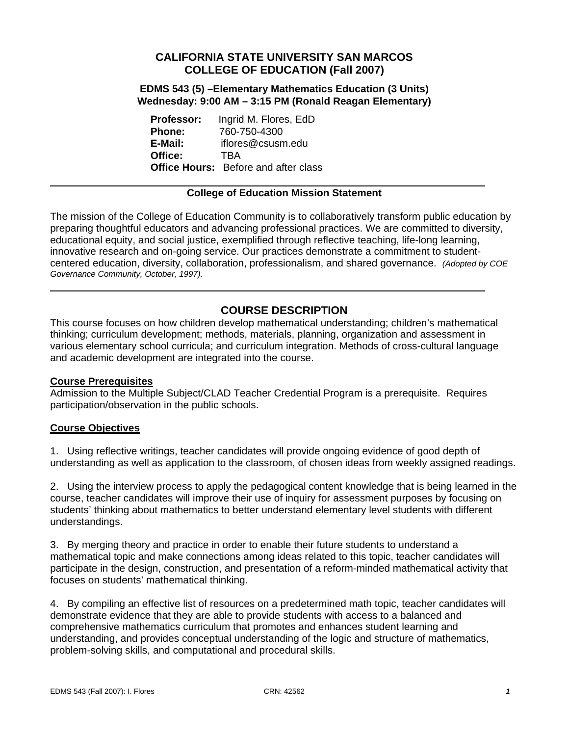# CALIFORNIA STATE UNIVERSITY SAN MARCOS
# COLLEGE OF EDUCATION (Fall 2007)

### EDMS 543 (5) –Elementary Mathematics Education (3 Units)
### Wednesday: 9:00 AM – 3:15 PM (Ronald Reagan Elementary)

**Professor:** Ingrid M. Flores, EdD
**Phone:** 760-750-4300
**E-Mail:** iflores@csusm.edu
**Office:** TBA
**Office Hours:** Before and after class

---

**College of Education Mission Statement**

The mission of the College of Education Community is to collaboratively transform public education by preparing thoughtful educators and advancing professional practices. We are committed to diversity, educational equity, and social justice, exemplified through reflective teaching, life-long learning, innovative research and on-going service. Our practices demonstrate a commitment to student-centered education, diversity, collaboration, professionalism, and shared governance. *(Adopted by COE Governance Community, October, 1997).*

---

## COURSE DESCRIPTION

This course focuses on how children develop mathematical understanding; children's mathematical thinking; curriculum development; methods, materials, planning, organization and assessment in various elementary school curricula; and curriculum integration. Methods of cross-cultural language and academic development are integrated into the course.

**Course Prerequisites**

Admission to the Multiple Subject/CLAD Teacher Credential Program is a prerequisite. Requires participation/observation in the public schools.

**Course Objectives**

1. Using reflective writings, teacher candidates will provide ongoing evidence of good depth of understanding as well as application to the classroom, of chosen ideas from weekly assigned readings.

2. Using the interview process to apply the pedagogical content knowledge that is being learned in the course, teacher candidates will improve their use of inquiry for assessment purposes by focusing on students' thinking about mathematics to better understand elementary level students with different understandings.

3. By merging theory and practice in order to enable their future students to understand a mathematical topic and make connections among ideas related to this topic, teacher candidates will participate in the design, construction, and presentation of a reform-minded mathematical activity that focuses on students' mathematical thinking.

4. By compiling an effective list of resources on a predetermined math topic, teacher candidates will demonstrate evidence that they are able to provide students with access to a balanced and comprehensive mathematics curriculum that promotes and enhances student learning and understanding, and provides conceptual understanding of the logic and structure of mathematics, problem-solving skills, and computational and procedural skills.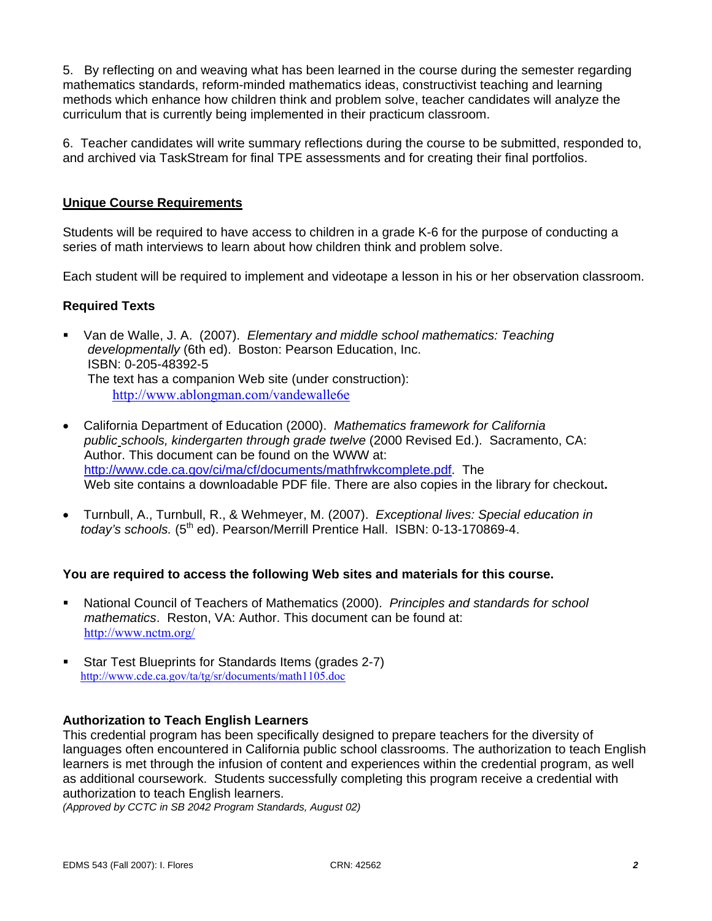5. By reflecting on and weaving what has been learned in the course during the semester regarding mathematics standards, reform-minded mathematics ideas, constructivist teaching and learning methods which enhance how children think and problem solve, teacher candidates will analyze the curriculum that is currently being implemented in their practicum classroom.

6. Teacher candidates will write summary reflections during the course to be submitted, responded to, and archived via TaskStream for final TPE assessments and for creating their final portfolios.

## Unique Course Requirements

Students will be required to have access to children in a grade K-6 for the purpose of conducting a series of math interviews to learn about how children think and problem solve.

Each student will be required to implement and videotape a lesson in his or her observation classroom.

### Required Texts

- Van de Walle, J. A. (2007). *Elementary and middle school mathematics: Teaching developmentally* (6th ed). Boston: Pearson Education, Inc. ISBN: 0-205-48392-5
  The text has a companion Web site (under construction):
  http://www.ablongman.com/vandewalle6e
- California Department of Education (2000). *Mathematics framework for California public schools, kindergarten through grade twelve* (2000 Revised Ed.). Sacramento, CA: Author. This document can be found on the WWW at: http://www.cde.ca.gov/ci/ma/cf/documents/mathfrwkcomplete.pdf. The Web site contains a downloadable PDF file. There are also copies in the library for checkout**.**
- Turnbull, A., Turnbull, R., & Wehmeyer, M. (2007). *Exceptional lives: Special education in today's schools.* (5th ed). Pearson/Merrill Prentice Hall. ISBN: 0-13-170869-4.

### You are required to access the following Web sites and materials for this course.

- National Council of Teachers of Mathematics (2000). *Principles and standards for school mathematics*. Reston, VA: Author. This document can be found at: http://www.nctm.org/
- Star Test Blueprints for Standards Items (grades 2-7)
  http://www.cde.ca.gov/ta/tg/sr/documents/math1105.doc

### Authorization to Teach English Learners

This credential program has been specifically designed to prepare teachers for the diversity of languages often encountered in California public school classrooms. The authorization to teach English learners is met through the infusion of content and experiences within the credential program, as well as additional coursework. Students successfully completing this program receive a credential with authorization to teach English learners.

*(Approved by CCTC in SB 2042 Program Standards, August 02)*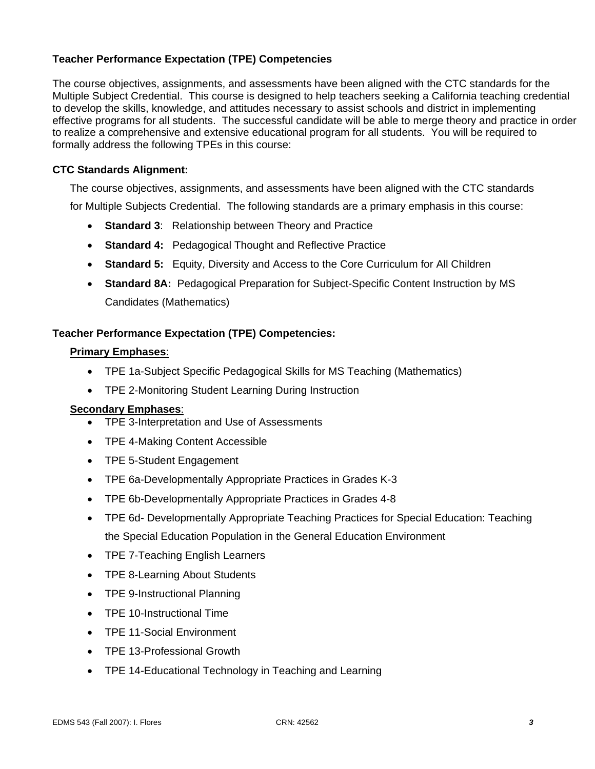### Teacher Performance Expectation (TPE) Competencies

The course objectives, assignments, and assessments have been aligned with the CTC standards for the Multiple Subject Credential. This course is designed to help teachers seeking a California teaching credential to develop the skills, knowledge, and attitudes necessary to assist schools and district in implementing effective programs for all students. The successful candidate will be able to merge theory and practice in order to realize a comprehensive and extensive educational program for all students. You will be required to formally address the following TPEs in this course:

### CTC Standards Alignment:

The course objectives, assignments, and assessments have been aligned with the CTC standards for Multiple Subjects Credential. The following standards are a primary emphasis in this course:

- **Standard 3**: Relationship between Theory and Practice
- **Standard 4:** Pedagogical Thought and Reflective Practice
- **Standard 5:** Equity, Diversity and Access to the Core Curriculum for All Children
- **Standard 8A:** Pedagogical Preparation for Subject-Specific Content Instruction by MS Candidates (Mathematics)

### Teacher Performance Expectation (TPE) Competencies:

**Primary Emphases**:

- TPE 1a-Subject Specific Pedagogical Skills for MS Teaching (Mathematics)
- TPE 2-Monitoring Student Learning During Instruction

**Secondary Emphases**:

- TPE 3-Interpretation and Use of Assessments
- TPE 4-Making Content Accessible
- TPE 5-Student Engagement
- TPE 6a-Developmentally Appropriate Practices in Grades K-3
- TPE 6b-Developmentally Appropriate Practices in Grades 4-8
- TPE 6d- Developmentally Appropriate Teaching Practices for Special Education: Teaching the Special Education Population in the General Education Environment
- TPE 7-Teaching English Learners
- TPE 8-Learning About Students
- TPE 9-Instructional Planning
- TPE 10-Instructional Time
- TPE 11-Social Environment
- TPE 13-Professional Growth
- TPE 14-Educational Technology in Teaching and Learning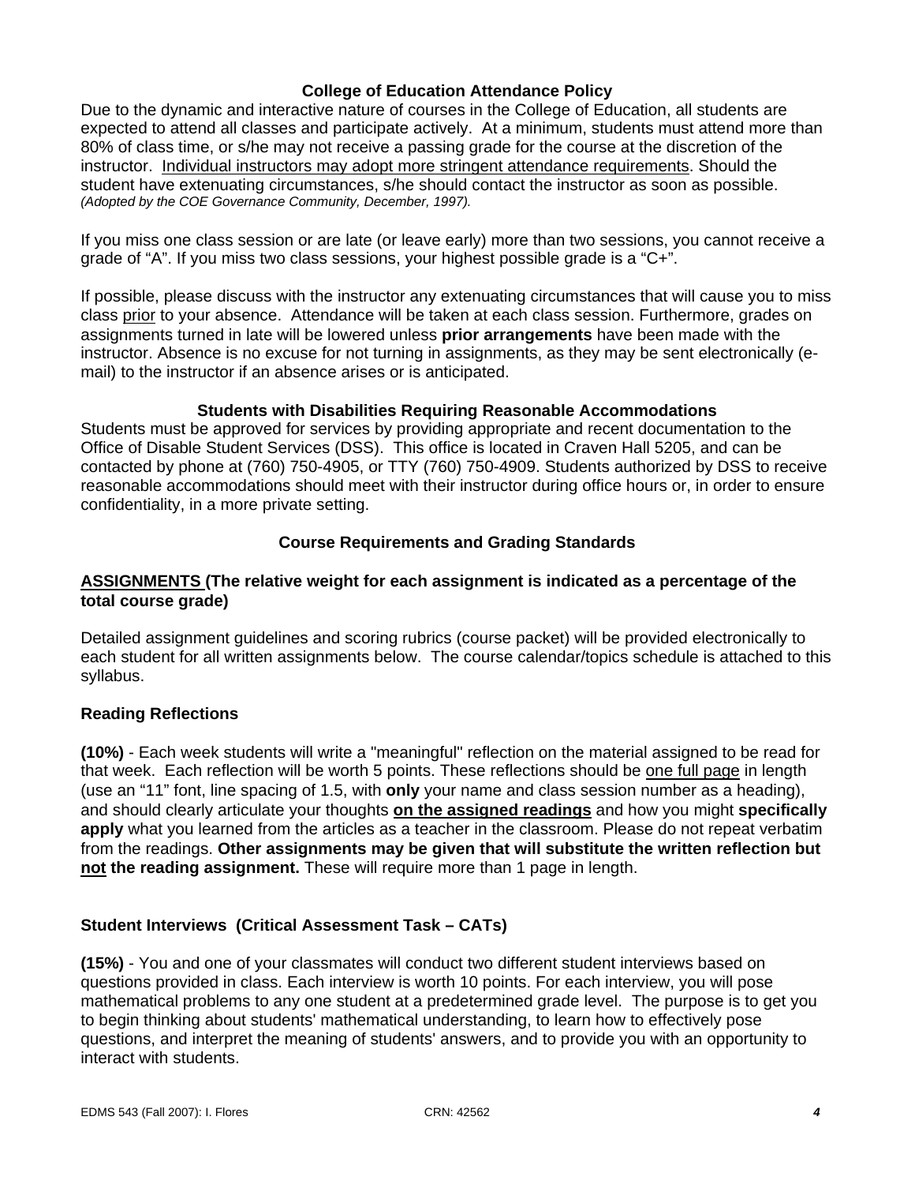## College of Education Attendance Policy

Due to the dynamic and interactive nature of courses in the College of Education, all students are expected to attend all classes and participate actively. At a minimum, students must attend more than 80% of class time, or s/he may not receive a passing grade for the course at the discretion of the instructor. <u>Individual instructors may adopt more stringent attendance requirements</u>. Should the student have extenuating circumstances, s/he should contact the instructor as soon as possible. *(Adopted by the COE Governance Community, December, 1997).*

If you miss one class session or are late (or leave early) more than two sessions, you cannot receive a grade of "A". If you miss two class sessions, your highest possible grade is a "C+".

If possible, please discuss with the instructor any extenuating circumstances that will cause you to miss class <u>prior</u> to your absence. Attendance will be taken at each class session. Furthermore, grades on assignments turned in late will be lowered unless **prior arrangements** have been made with the instructor. Absence is no excuse for not turning in assignments, as they may be sent electronically (e-mail) to the instructor if an absence arises or is anticipated.

## Students with Disabilities Requiring Reasonable Accommodations

Students must be approved for services by providing appropriate and recent documentation to the Office of Disable Student Services (DSS). This office is located in Craven Hall 5205, and can be contacted by phone at (760) 750-4905, or TTY (760) 750-4909. Students authorized by DSS to receive reasonable accommodations should meet with their instructor during office hours or, in order to ensure confidentiality, in a more private setting.

## Course Requirements and Grading Standards

**<u>ASSIGNMENTS</u> (The relative weight for each assignment is indicated as a percentage of the total course grade)**

Detailed assignment guidelines and scoring rubrics (course packet) will be provided electronically to each student for all written assignments below. The course calendar/topics schedule is attached to this syllabus.

### Reading Reflections

**(10%)** - Each week students will write a "meaningful" reflection on the material assigned to be read for that week. Each reflection will be worth 5 points. These reflections should be <u>one full page</u> in length (use an "11" font, line spacing of 1.5, with **only** your name and class session number as a heading), and should clearly articulate your thoughts **<u>on the assigned readings</u>** and how you might **specifically apply** what you learned from the articles as a teacher in the classroom. Please do not repeat verbatim from the readings. **Other assignments may be given that will substitute the written reflection but <u>not</u> the reading assignment.** These will require more than 1 page in length.

### Student Interviews (Critical Assessment Task – CATs)

**(15%)** - You and one of your classmates will conduct two different student interviews based on questions provided in class. Each interview is worth 10 points. For each interview, you will pose mathematical problems to any one student at a predetermined grade level. The purpose is to get you to begin thinking about students' mathematical understanding, to learn how to effectively pose questions, and interpret the meaning of students' answers, and to provide you with an opportunity to interact with students.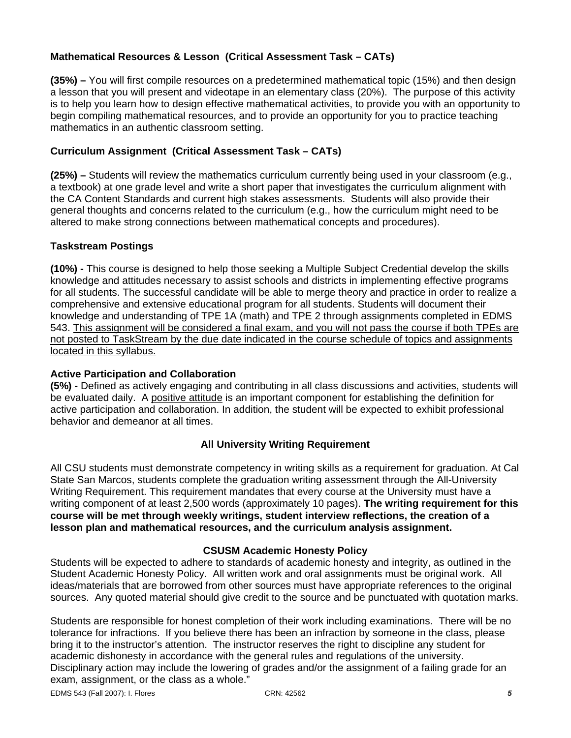### Mathematical Resources & Lesson (Critical Assessment Task – CATs)

**(35%) –** You will first compile resources on a predetermined mathematical topic (15%) and then design a lesson that you will present and videotape in an elementary class (20%). The purpose of this activity is to help you learn how to design effective mathematical activities, to provide you with an opportunity to begin compiling mathematical resources, and to provide an opportunity for you to practice teaching mathematics in an authentic classroom setting.

### Curriculum Assignment (Critical Assessment Task – CATs)

**(25%) –** Students will review the mathematics curriculum currently being used in your classroom (e.g., a textbook) at one grade level and write a short paper that investigates the curriculum alignment with the CA Content Standards and current high stakes assessments. Students will also provide their general thoughts and concerns related to the curriculum (e.g., how the curriculum might need to be altered to make strong connections between mathematical concepts and procedures).

### Taskstream Postings

**(10%) -** This course is designed to help those seeking a Multiple Subject Credential develop the skills knowledge and attitudes necessary to assist schools and districts in implementing effective programs for all students. The successful candidate will be able to merge theory and practice in order to realize a comprehensive and extensive educational program for all students. Students will document their knowledge and understanding of TPE 1A (math) and TPE 2 through assignments completed in EDMS 543. <u>This assignment will be considered a final exam, and you will not pass the course if both TPEs are not posted to TaskStream by the due date indicated in the course schedule of topics and assignments located in this syllabus.</u>

### Active Participation and Collaboration

**(5%) -** Defined as actively engaging and contributing in all class discussions and activities, students will be evaluated daily. A <u>positive attitude</u> is an important component for establishing the definition for active participation and collaboration. In addition, the student will be expected to exhibit professional behavior and demeanor at all times.

## All University Writing Requirement

All CSU students must demonstrate competency in writing skills as a requirement for graduation. At Cal State San Marcos, students complete the graduation writing assessment through the All-University Writing Requirement. This requirement mandates that every course at the University must have a writing component of at least 2,500 words (approximately 10 pages). **The writing requirement for this course will be met through weekly writings, student interview reflections, the creation of a lesson plan and mathematical resources, and the curriculum analysis assignment.**

## CSUSM Academic Honesty Policy

Students will be expected to adhere to standards of academic honesty and integrity, as outlined in the Student Academic Honesty Policy. All written work and oral assignments must be original work. All ideas/materials that are borrowed from other sources must have appropriate references to the original sources. Any quoted material should give credit to the source and be punctuated with quotation marks.

Students are responsible for honest completion of their work including examinations. There will be no tolerance for infractions. If you believe there has been an infraction by someone in the class, please bring it to the instructor's attention. The instructor reserves the right to discipline any student for academic dishonesty in accordance with the general rules and regulations of the university. Disciplinary action may include the lowering of grades and/or the assignment of a failing grade for an exam, assignment, or the class as a whole."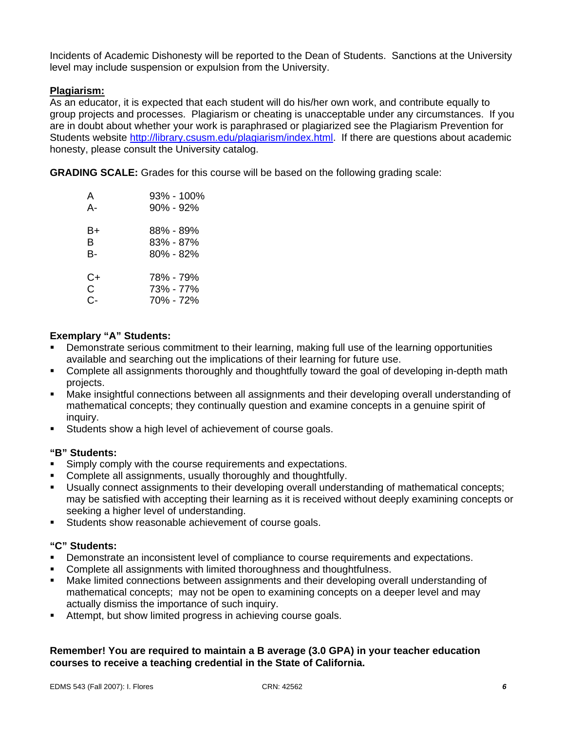Incidents of Academic Dishonesty will be reported to the Dean of Students. Sanctions at the University level may include suspension or expulsion from the University.

**Plagiarism:**

As an educator, it is expected that each student will do his/her own work, and contribute equally to group projects and processes. Plagiarism or cheating is unacceptable under any circumstances. If you are in doubt about whether your work is paraphrased or plagiarized see the Plagiarism Prevention for Students website http://library.csusm.edu/plagiarism/index.html. If there are questions about academic honesty, please consult the University catalog.

**GRADING SCALE:** Grades for this course will be based on the following grading scale:

| Grade | Percentage |
|---|---|
| A | 93% - 100% |
| A- | 90% - 92% |
| B+ | 88% - 89% |
| B | 83% - 87% |
| B- | 80% - 82% |
| C+ | 78% - 79% |
| C | 73% - 77% |
| C- | 70% - 72% |

**Exemplary "A" Students:**

- Demonstrate serious commitment to their learning, making full use of the learning opportunities available and searching out the implications of their learning for future use.
- Complete all assignments thoroughly and thoughtfully toward the goal of developing in-depth math projects.
- Make insightful connections between all assignments and their developing overall understanding of mathematical concepts; they continually question and examine concepts in a genuine spirit of inquiry.
- Students show a high level of achievement of course goals.

**"B" Students:**

- Simply comply with the course requirements and expectations.
- Complete all assignments, usually thoroughly and thoughtfully.
- Usually connect assignments to their developing overall understanding of mathematical concepts; may be satisfied with accepting their learning as it is received without deeply examining concepts or seeking a higher level of understanding.
- Students show reasonable achievement of course goals.

**"C" Students:**

- Demonstrate an inconsistent level of compliance to course requirements and expectations.
- Complete all assignments with limited thoroughness and thoughtfulness.
- Make limited connections between assignments and their developing overall understanding of mathematical concepts; may not be open to examining concepts on a deeper level and may actually dismiss the importance of such inquiry.
- Attempt, but show limited progress in achieving course goals.

**Remember! You are required to maintain a B average (3.0 GPA) in your teacher education courses to receive a teaching credential in the State of California.**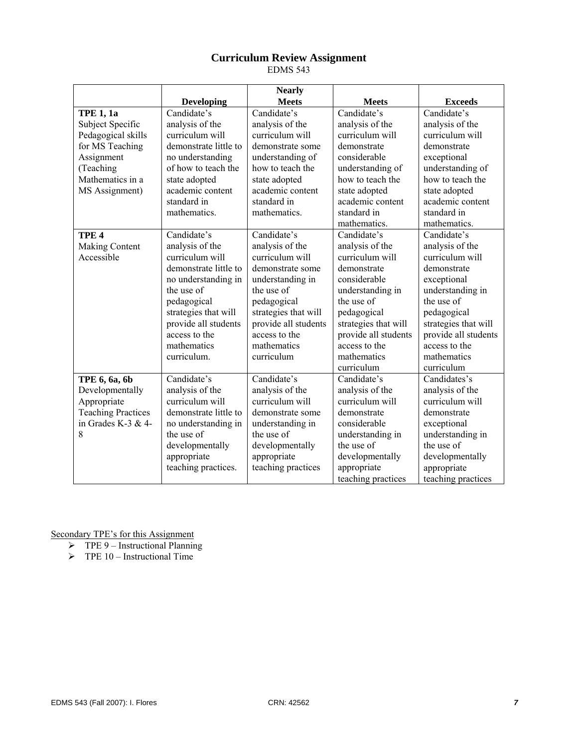# Curriculum Review Assignment

EDMS 543

| | Developing | Nearly Meets | Meets | Exceeds |
|---|---|---|---|---|
| **TPE 1, 1a** Subject Specific Pedagogical skills for MS Teaching Assignment (Teaching Mathematics in a MS Assignment) | Candidate's analysis of the curriculum will demonstrate little to no understanding of how to teach the state adopted academic content standard in mathematics. | Candidate's analysis of the curriculum will demonstrate some understanding of how to teach the state adopted academic content standard in mathematics. | Candidate's analysis of the curriculum will demonstrate considerable understanding of how to teach the state adopted academic content standard in mathematics. | Candidate's analysis of the curriculum will demonstrate exceptional understanding of how to teach the state adopted academic content standard in mathematics. |
| **TPE 4** Making Content Accessible | Candidate's analysis of the curriculum will demonstrate little to no understanding in the use of pedagogical strategies that will provide all students access to the mathematics curriculum. | Candidate's analysis of the curriculum will demonstrate some understanding in the use of pedagogical strategies that will provide all students access to the mathematics curriculum | Candidate's analysis of the curriculum will demonstrate considerable understanding in the use of pedagogical strategies that will provide all students access to the mathematics curriculum | Candidate's analysis of the curriculum will demonstrate exceptional understanding in the use of pedagogical strategies that will provide all students access to the mathematics curriculum |
| **TPE 6, 6a, 6b** Developmentally Appropriate Teaching Practices in Grades K-3 & 4-8 | Candidate's analysis of the curriculum will demonstrate little to no understanding in the use of developmentally appropriate teaching practices. | Candidate's analysis of the curriculum will demonstrate some understanding in the use of developmentally appropriate teaching practices | Candidate's analysis of the curriculum will demonstrate considerable understanding in the use of developmentally appropriate teaching practices | Candidates's analysis of the curriculum will demonstrate exceptional understanding in the use of developmentally appropriate teaching practices |

<u>Secondary TPE's for this Assignment</u>

- TPE 9 – Instructional Planning
- TPE 10 – Instructional Time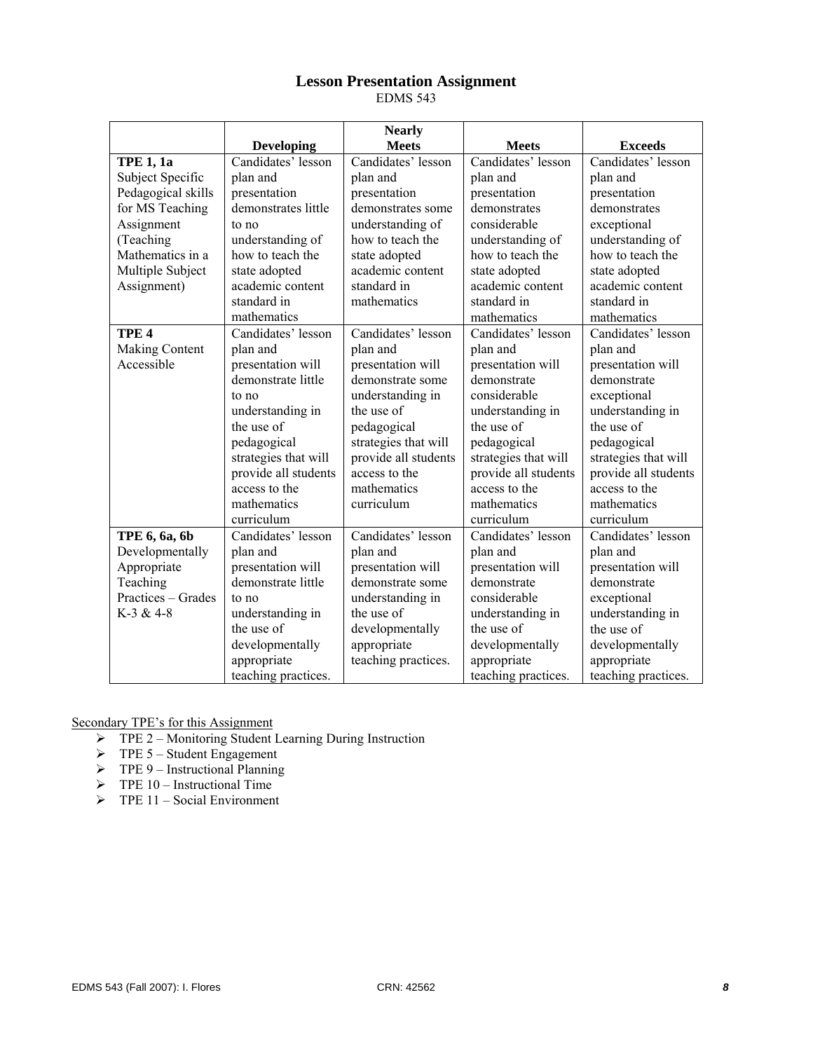## Lesson Presentation Assignment

EDMS 543

| | Developing | Nearly Meets | Meets | Exceeds |
|---|---|---|---|---|
| **TPE 1, 1a** Subject Specific Pedagogical skills for MS Teaching Assignment (Teaching Mathematics in a Multiple Subject Assignment) | Candidates' lesson plan and presentation demonstrates little to no understanding of how to teach the state adopted academic content standard in mathematics | Candidates' lesson plan and presentation demonstrates some understanding of how to teach the state adopted academic content standard in mathematics | Candidates' lesson plan and presentation demonstrates considerable understanding of how to teach the state adopted academic content standard in mathematics | Candidates' lesson plan and presentation demonstrates exceptional understanding of how to teach the state adopted academic content standard in mathematics |
| **TPE 4** Making Content Accessible | Candidates' lesson plan and presentation will demonstrate little to no understanding in the use of pedagogical strategies that will provide all students access to the mathematics curriculum | Candidates' lesson plan and presentation will demonstrate some understanding in the use of pedagogical strategies that will provide all students access to the mathematics curriculum | Candidates' lesson plan and presentation will demonstrate considerable understanding in the use of pedagogical strategies that will provide all students access to the mathematics curriculum | Candidates' lesson plan and presentation will demonstrate exceptional understanding in the use of pedagogical strategies that will provide all students access to the mathematics curriculum |
| **TPE 6, 6a, 6b** Developmentally Appropriate Teaching Practices – Grades K-3 & 4-8 | Candidates' lesson plan and presentation will demonstrate little to no understanding in the use of developmentally appropriate teaching practices. | Candidates' lesson plan and presentation will demonstrate some understanding in the use of developmentally appropriate teaching practices. | Candidates' lesson plan and presentation will demonstrate considerable understanding in the use of developmentally appropriate teaching practices. | Candidates' lesson plan and presentation will demonstrate exceptional understanding in the use of developmentally appropriate teaching practices. |

Secondary TPE's for this Assignment

- TPE 2 – Monitoring Student Learning During Instruction
- TPE 5 – Student Engagement
- TPE 9 – Instructional Planning
- TPE 10 – Instructional Time
- TPE 11 – Social Environment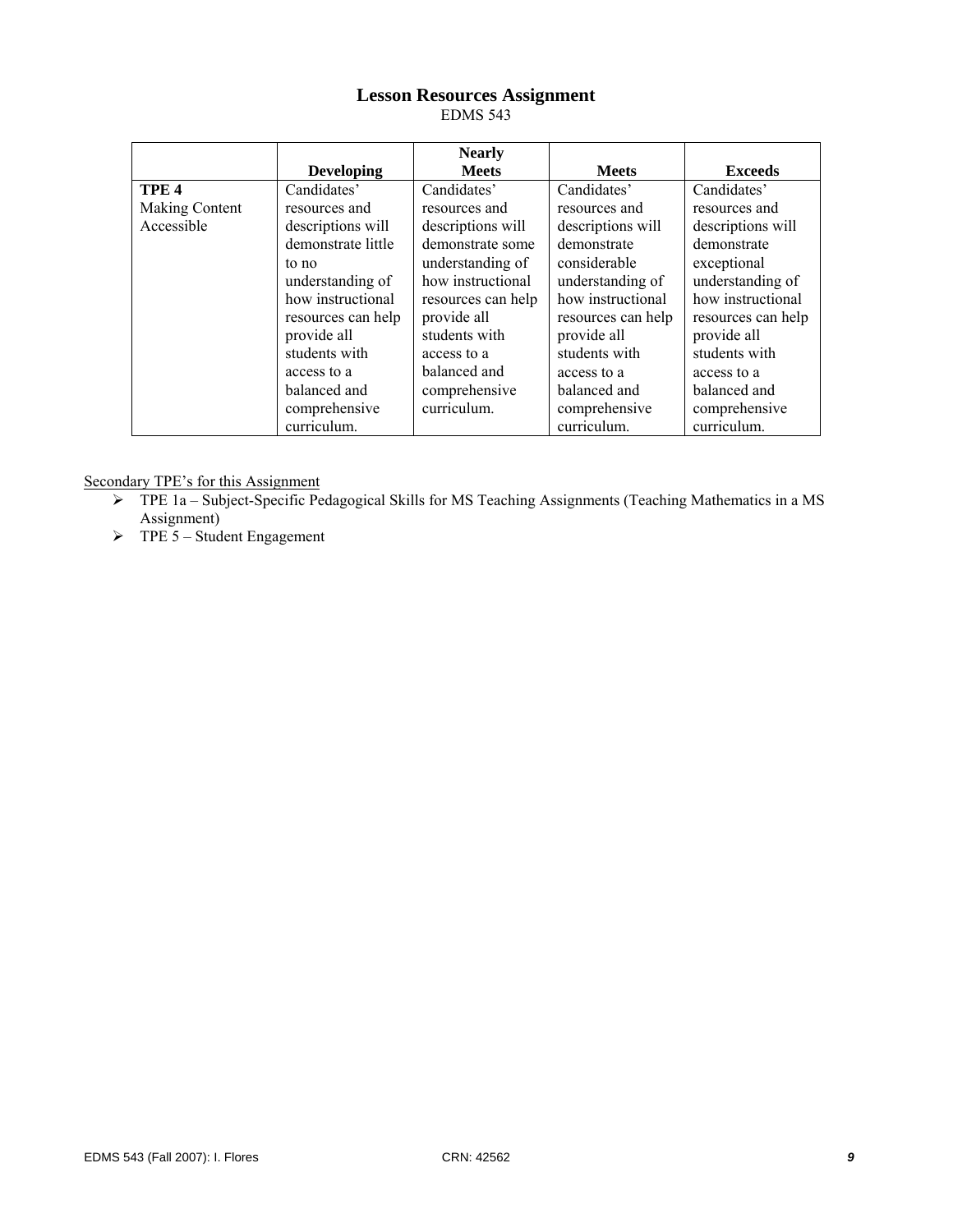## Lesson Resources Assignment

EDMS 543

| | Developing | Nearly Meets | Meets | Exceeds |
|---|---|---|---|---|
| **TPE 4** Making Content Accessible | Candidates' resources and descriptions will demonstrate little to no understanding of how instructional resources can help provide all students with access to a balanced and comprehensive curriculum. | Candidates' resources and descriptions will demonstrate some understanding of how instructional resources can help provide all students with access to a balanced and comprehensive curriculum. | Candidates' resources and descriptions will demonstrate considerable understanding of how instructional resources can help provide all students with access to a balanced and comprehensive curriculum. | Candidates' resources and descriptions will demonstrate exceptional understanding of how instructional resources can help provide all students with access to a balanced and comprehensive curriculum. |

Secondary TPE's for this Assignment

- TPE 1a – Subject-Specific Pedagogical Skills for MS Teaching Assignments (Teaching Mathematics in a MS Assignment)
- TPE 5 – Student Engagement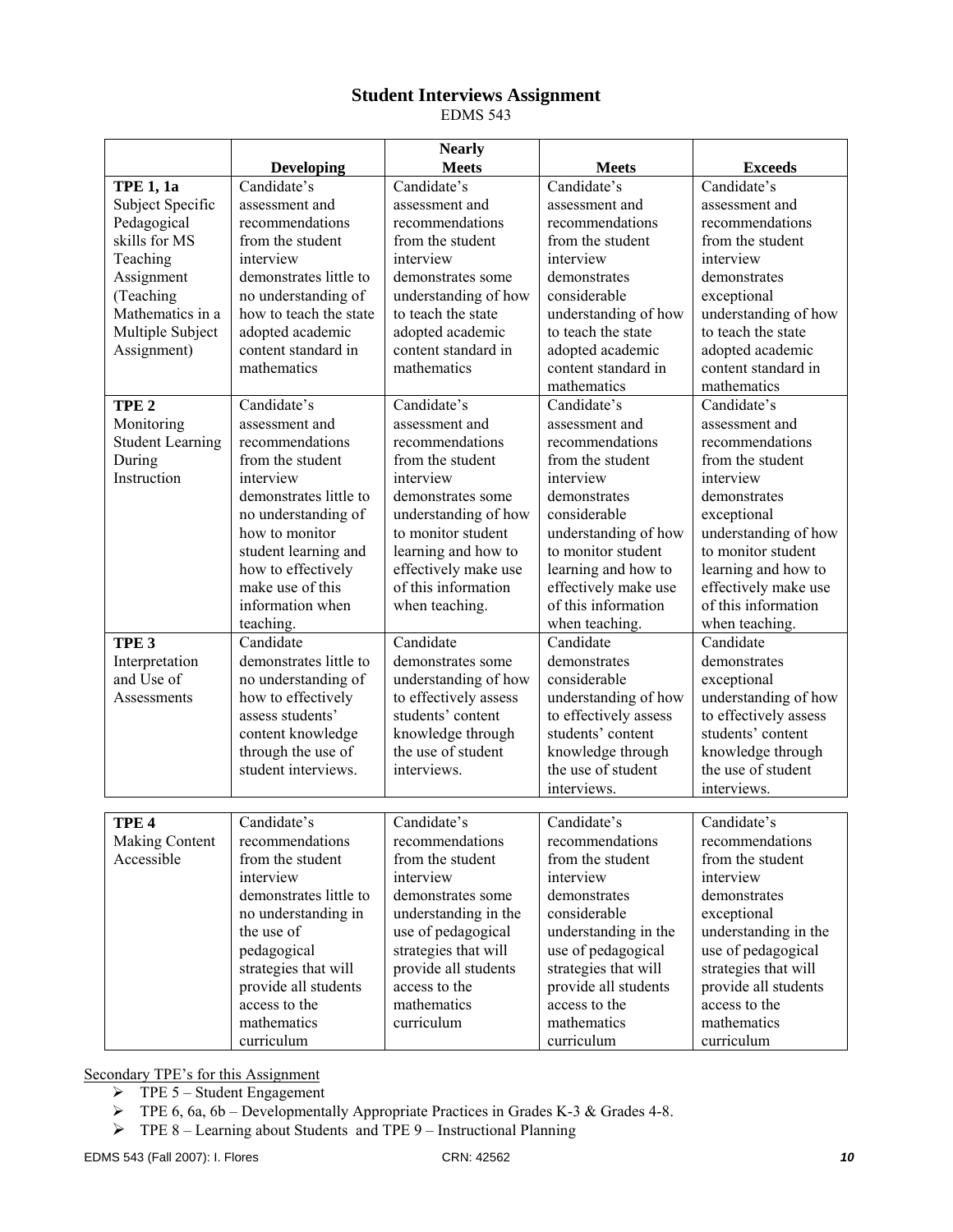## Student Interviews Assignment

EDMS 543

| | Developing | Nearly Meets | Meets | Exceeds |
|---|---|---|---|---|
| **TPE 1, 1a** Subject Specific Pedagogical skills for MS Teaching Assignment (Teaching Mathematics in a Multiple Subject Assignment) | Candidate's assessment and recommendations from the student interview demonstrates little to no understanding of how to teach the state adopted academic content standard in mathematics | Candidate's assessment and recommendations from the student interview demonstrates some understanding of how to teach the state adopted academic content standard in mathematics | Candidate's assessment and recommendations from the student interview demonstrates considerable understanding of how to teach the state adopted academic content standard in mathematics | Candidate's assessment and recommendations from the student interview demonstrates exceptional understanding of how to teach the state adopted academic content standard in mathematics |
| **TPE 2** Monitoring Student Learning During Instruction | Candidate's assessment and recommendations from the student interview demonstrates little to no understanding of how to monitor student learning and how to effectively make use of this information when teaching. | Candidate's assessment and recommendations from the student interview demonstrates some understanding of how to monitor student learning and how to effectively make use of this information when teaching. | Candidate's assessment and recommendations from the student interview demonstrates considerable understanding of how to monitor student learning and how to effectively make use of this information when teaching. | Candidate's assessment and recommendations from the student interview demonstrates exceptional understanding of how to monitor student learning and how to effectively make use of this information when teaching. |
| **TPE 3** Interpretation and Use of Assessments | Candidate demonstrates little to no understanding of how to effectively assess students' content knowledge through the use of student interviews. | Candidate demonstrates some understanding of how to effectively assess students' content knowledge through the use of student interviews. | Candidate demonstrates considerable understanding of how to effectively assess students' content knowledge through the use of student interviews. | Candidate demonstrates exceptional understanding of how to effectively assess students' content knowledge through the use of student interviews. |
| **TPE 4** Making Content Accessible | Candidate's recommendations from the student interview demonstrates little to no understanding in the use of pedagogical strategies that will provide all students access to the mathematics curriculum | Candidate's recommendations from the student interview demonstrates some understanding in the use of pedagogical strategies that will provide all students access to the mathematics curriculum | Candidate's recommendations from the student interview demonstrates considerable understanding in the use of pedagogical strategies that will provide all students access to the mathematics curriculum | Candidate's recommendations from the student interview demonstrates exceptional understanding in the use of pedagogical strategies that will provide all students access to the mathematics curriculum |

<u>Secondary TPE's for this Assignment</u>

- TPE 5 – Student Engagement
- TPE 6, 6a, 6b – Developmentally Appropriate Practices in Grades K-3 & Grades 4-8.
- TPE 8 – Learning about Students and TPE 9 – Instructional Planning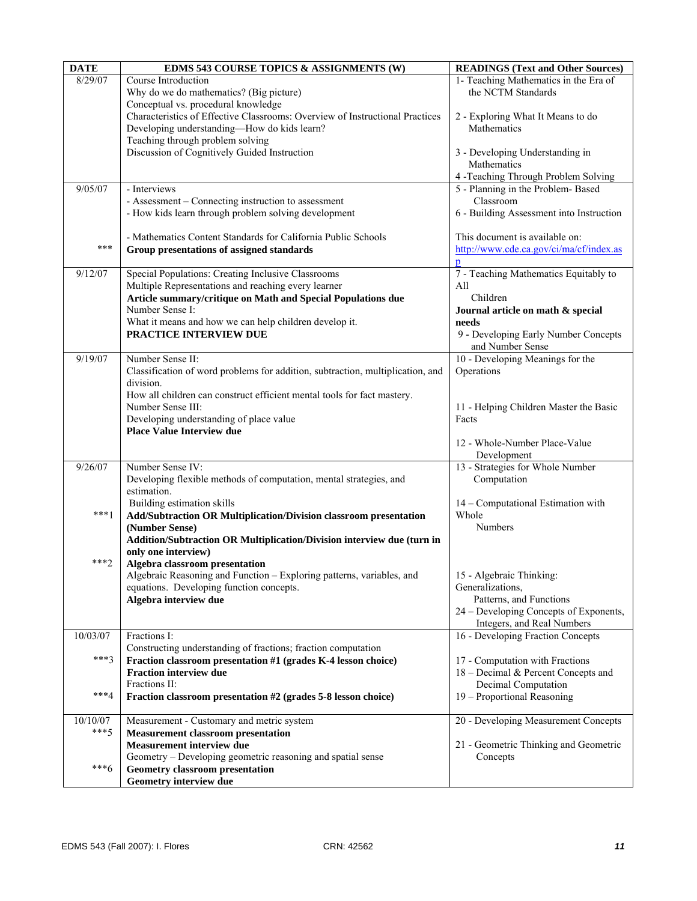| DATE | EDMS 543 COURSE TOPICS & ASSIGNMENTS (W) | READINGS (Text and Other Sources) |
|---|---|---|
| 8/29/07 | Course Introduction<br>Why do we do mathematics? (Big picture)<br>Conceptual vs. procedural knowledge<br>Characteristics of Effective Classrooms: Overview of Instructional Practices<br>Developing understanding—How do kids learn?<br>Teaching through problem solving<br>Discussion of Cognitively Guided Instruction | 1- Teaching Mathematics in the Era of the NCTM Standards<br><br>2 - Exploring What It Means to do Mathematics<br><br>3 - Developing Understanding in Mathematics<br>4 -Teaching Through Problem Solving |
| 9/05/07<br><br><br><br>*** | - Interviews<br>- Assessment – Connecting instruction to assessment<br>- How kids learn through problem solving development<br><br>- Mathematics Content Standards for California Public Schools<br>**Group presentations of assigned standards** | 5 - Planning in the Problem- Based Classroom<br>6 - Building Assessment into Instruction<br><br>This document is available on:<br>http://www.cde.ca.gov/ci/ma/cf/index.asp |
| 9/12/07 | Special Populations: Creating Inclusive Classrooms<br>Multiple Representations and reaching every learner<br>**Article summary/critique on Math and Special Populations due**<br>Number Sense I:<br>What it means and how we can help children develop it.<br>**PRACTICE INTERVIEW DUE** | 7 - Teaching Mathematics Equitably to All Children<br>**Journal article on math & special needs**<br>9 - Developing Early Number Concepts and Number Sense |
| 9/19/07 | Number Sense II:<br>Classification of word problems for addition, subtraction, multiplication, and division.<br>How all children can construct efficient mental tools for fact mastery.<br>Number Sense III:<br>Developing understanding of place value<br>**Place Value Interview due** | 10 - Developing Meanings for the Operations<br><br>11 - Helping Children Master the Basic Facts<br><br>12 - Whole-Number Place-Value Development |
| 9/26/07<br><br><br>***1<br><br><br><br>***2 | Number Sense IV:<br>Developing flexible methods of computation, mental strategies, and estimation.<br>Building estimation skills<br>**Add/Subtraction OR Multiplication/Division classroom presentation (Number Sense)**<br>**Addition/Subtraction OR Multiplication/Division interview due (turn in only one interview)**<br>**Algebra classroom presentation**<br>Algebraic Reasoning and Function – Exploring patterns, variables, and equations. Developing function concepts.<br>**Algebra interview due** | 13 - Strategies for Whole Number Computation<br><br>14 – Computational Estimation with Whole Numbers<br><br><br><br>15 - Algebraic Thinking: Generalizations, Patterns, and Functions<br>24 – Developing Concepts of Exponents, Integers, and Real Numbers |
| 10/03/07<br><br>***3<br><br><br>***4 | Fractions I:<br>Constructing understanding of fractions; fraction computation<br>**Fraction classroom presentation #1 (grades K-4 lesson choice)**<br>**Fraction interview due**<br>Fractions II:<br>**Fraction classroom presentation #2 (grades 5-8 lesson choice)** | 16 - Developing Fraction Concepts<br><br>17 - Computation with Fractions<br>18 – Decimal & Percent Concepts and Decimal Computation<br>19 – Proportional Reasoning |
| 10/10/07<br>***5<br><br><br>***6 | Measurement - Customary and metric system<br>**Measurement classroom presentation**<br>**Measurement interview due**<br>Geometry – Developing geometric reasoning and spatial sense<br>**Geometry classroom presentation**<br>**Geometry interview due** | 20 - Developing Measurement Concepts<br><br>21 - Geometric Thinking and Geometric Concepts |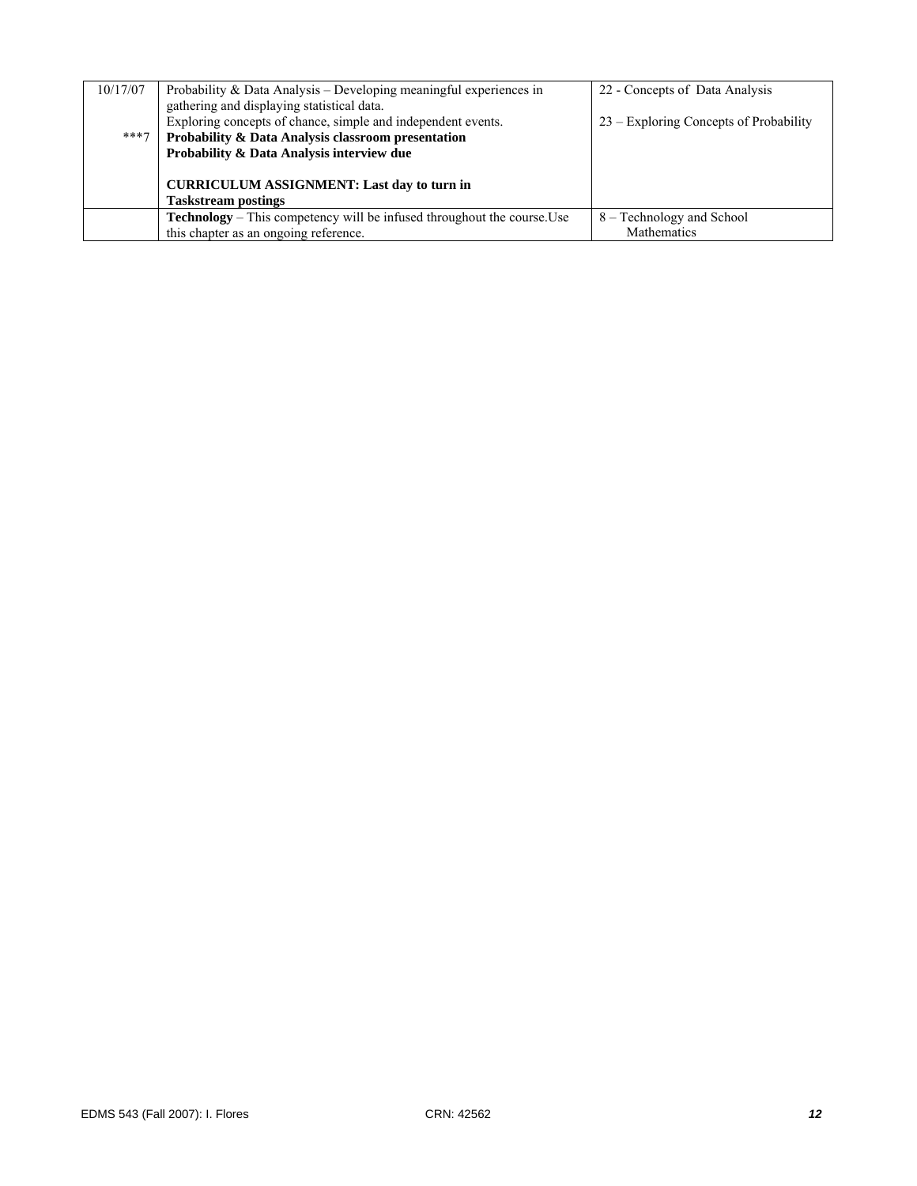| | | |
|---|---|---|
| 10/17/07<br><br><br>***7 | Probability & Data Analysis – Developing meaningful experiences in gathering and displaying statistical data.<br>Exploring concepts of chance, simple and independent events.<br>**Probability & Data Analysis classroom presentation**<br>**Probability & Data Analysis interview due**<br><br>**CURRICULUM ASSIGNMENT: Last day to turn in Taskstream postings** | 22 - Concepts of Data Analysis<br><br>23 – Exploring Concepts of Probability |
| | **Technology** – This competency will be infused throughout the course.Use this chapter as an ongoing reference. | 8 – Technology and School Mathematics |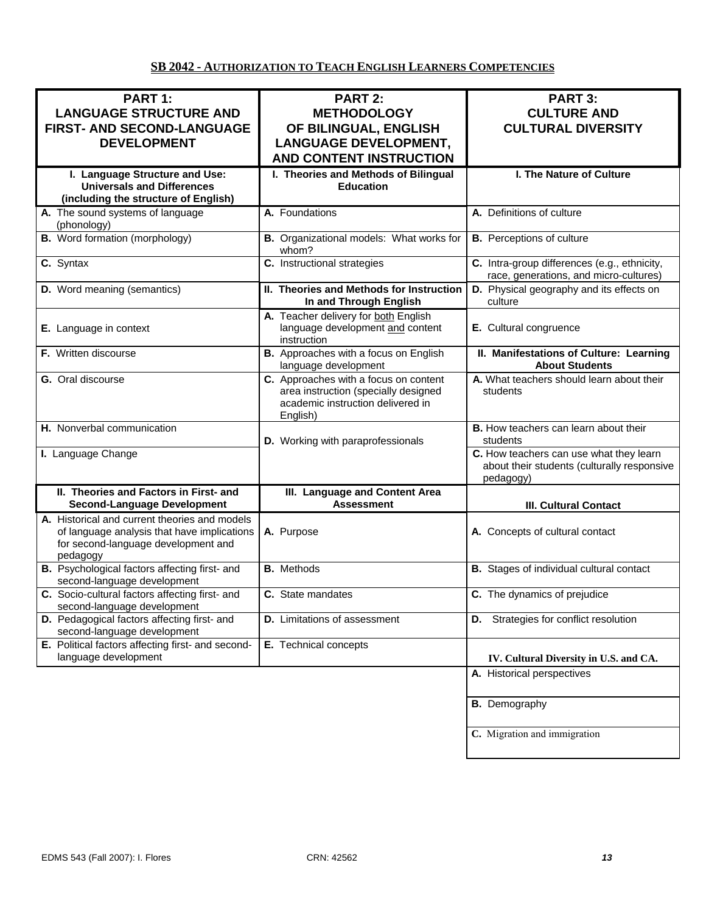## SB 2042 - AUTHORIZATION TO TEACH ENGLISH LEARNERS COMPETENCIES

| PART 1: LANGUAGE STRUCTURE AND FIRST- AND SECOND-LANGUAGE DEVELOPMENT | PART 2: METHODOLOGY OF BILINGUAL, ENGLISH LANGUAGE DEVELOPMENT, AND CONTENT INSTRUCTION | PART 3: CULTURE AND CULTURAL DIVERSITY |
|---|---|---|
| **I. Language Structure and Use: Universals and Differences (including the structure of English)** | **I. Theories and Methods of Bilingual Education** | **I. The Nature of Culture** |
| **A.** The sound systems of language (phonology) | **A.** Foundations | **A.** Definitions of culture |
| **B.** Word formation (morphology) | **B.** Organizational models: What works for whom? | **B.** Perceptions of culture |
| **C.** Syntax | **C.** Instructional strategies | **C.** Intra-group differences (e.g., ethnicity, race, generations, and micro-cultures) |
| **D.** Word meaning (semantics) | **II. Theories and Methods for Instruction In and Through English** | **D.** Physical geography and its effects on culture |
| **E.** Language in context | **A.** Teacher delivery for both English language development and content instruction | **E.** Cultural congruence |
| **F.** Written discourse | **B.** Approaches with a focus on English language development | **II. Manifestations of Culture: Learning About Students** |
| **G.** Oral discourse | **C.** Approaches with a focus on content area instruction (specially designed academic instruction delivered in English) | **A.** What teachers should learn about their students |
| **H.** Nonverbal communication | **D.** Working with paraprofessionals | **B.** How teachers can learn about their students |
| **I.** Language Change | | **C.** How teachers can use what they learn about their students (culturally responsive pedagogy) |
| **II. Theories and Factors in First- and Second-Language Development** | **III. Language and Content Area Assessment** | **III. Cultural Contact** |
| **A.** Historical and current theories and models of language analysis that have implications for second-language development and pedagogy | **A.** Purpose | **A.** Concepts of cultural contact |
| **B.** Psychological factors affecting first- and second-language development | **B.** Methods | **B.** Stages of individual cultural contact |
| **C.** Socio-cultural factors affecting first- and second-language development | **C.** State mandates | **C.** The dynamics of prejudice |
| **D.** Pedagogical factors affecting first- and second-language development | **D.** Limitations of assessment | **D.** Strategies for conflict resolution |
| **E.** Political factors affecting first- and second-language development | **E.** Technical concepts | **IV. Cultural Diversity in U.S. and CA.** |
| | | **A.** Historical perspectives |
| | | **B.** Demography |
| | | **C.** Migration and immigration |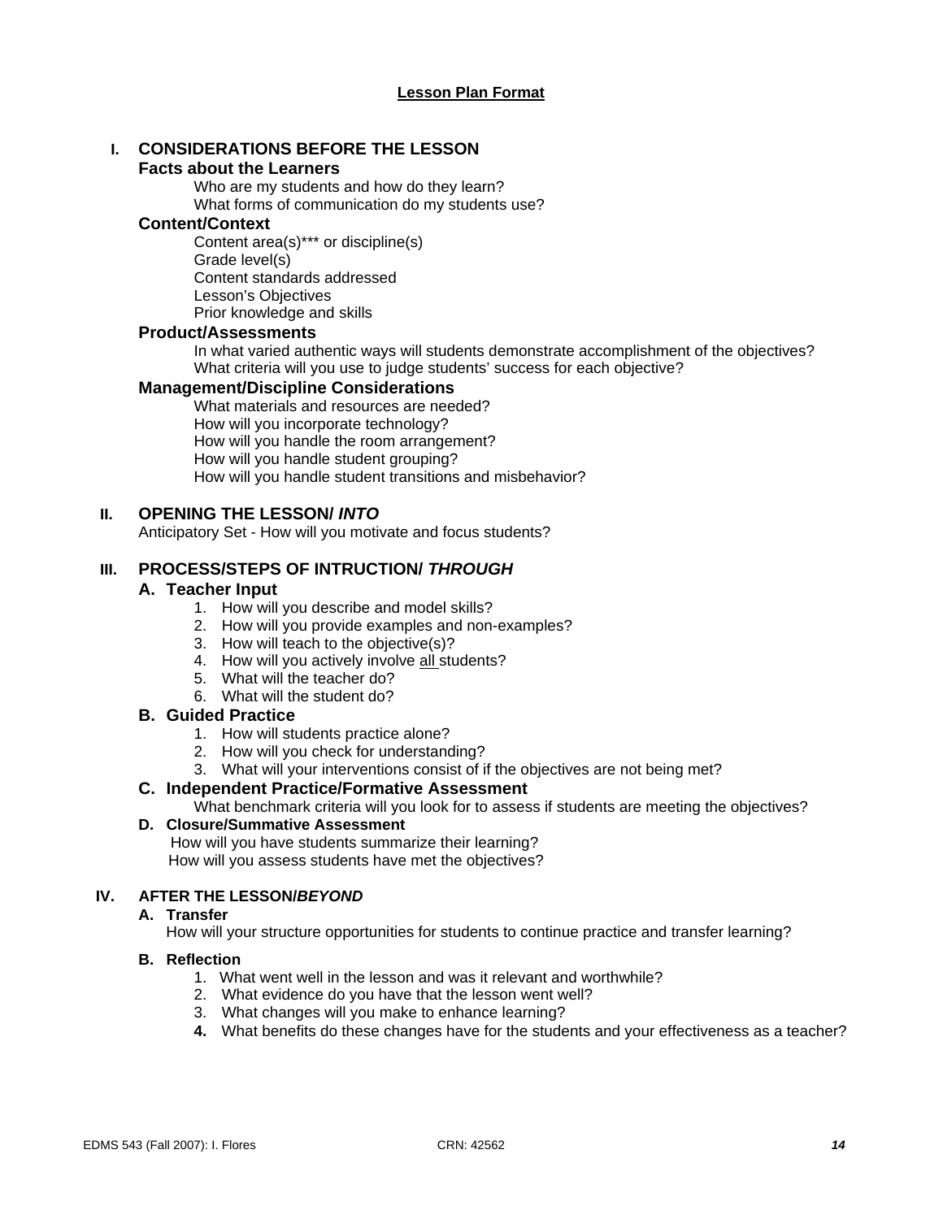# Lesson Plan Format

## I. CONSIDERATIONS BEFORE THE LESSON

### Facts about the Learners

Who are my students and how do they learn?
What forms of communication do my students use?

### Content/Context

Content area(s)*** or discipline(s)
Grade level(s)
Content standards addressed
Lesson's Objectives
Prior knowledge and skills

### Product/Assessments

In what varied authentic ways will students demonstrate accomplishment of the objectives?
What criteria will you use to judge students' success for each objective?

### Management/Discipline Considerations

What materials and resources are needed?
How will you incorporate technology?
How will you handle the room arrangement?
How will you handle student grouping?
How will you handle student transitions and misbehavior?

## II. OPENING THE LESSON/ *INTO*

Anticipatory Set - How will you motivate and focus students?

## III. PROCESS/STEPS OF INTRUCTION/ *THROUGH*

### A. Teacher Input

1. How will you describe and model skills?
2. How will you provide examples and non-examples?
3. How will teach to the objective(s)?
4. How will you actively involve <u>all</u> students?
5. What will the teacher do?
6. What will the student do?

### B. Guided Practice

1. How will students practice alone?
2. How will you check for understanding?
3. What will your interventions consist of if the objectives are not being met?

### C. Independent Practice/Formative Assessment

What benchmark criteria will you look for to assess if students are meeting the objectives?

### D. Closure/Summative Assessment

How will you have students summarize their learning?
How will you assess students have met the objectives?

## IV. AFTER THE LESSON/*BEYOND*

### A. Transfer

How will your structure opportunities for students to continue practice and transfer learning?

### B. Reflection

1. What went well in the lesson and was it relevant and worthwhile?
2. What evidence do you have that the lesson went well?
3. What changes will you make to enhance learning?
4. What benefits do these changes have for the students and your effectiveness as a teacher?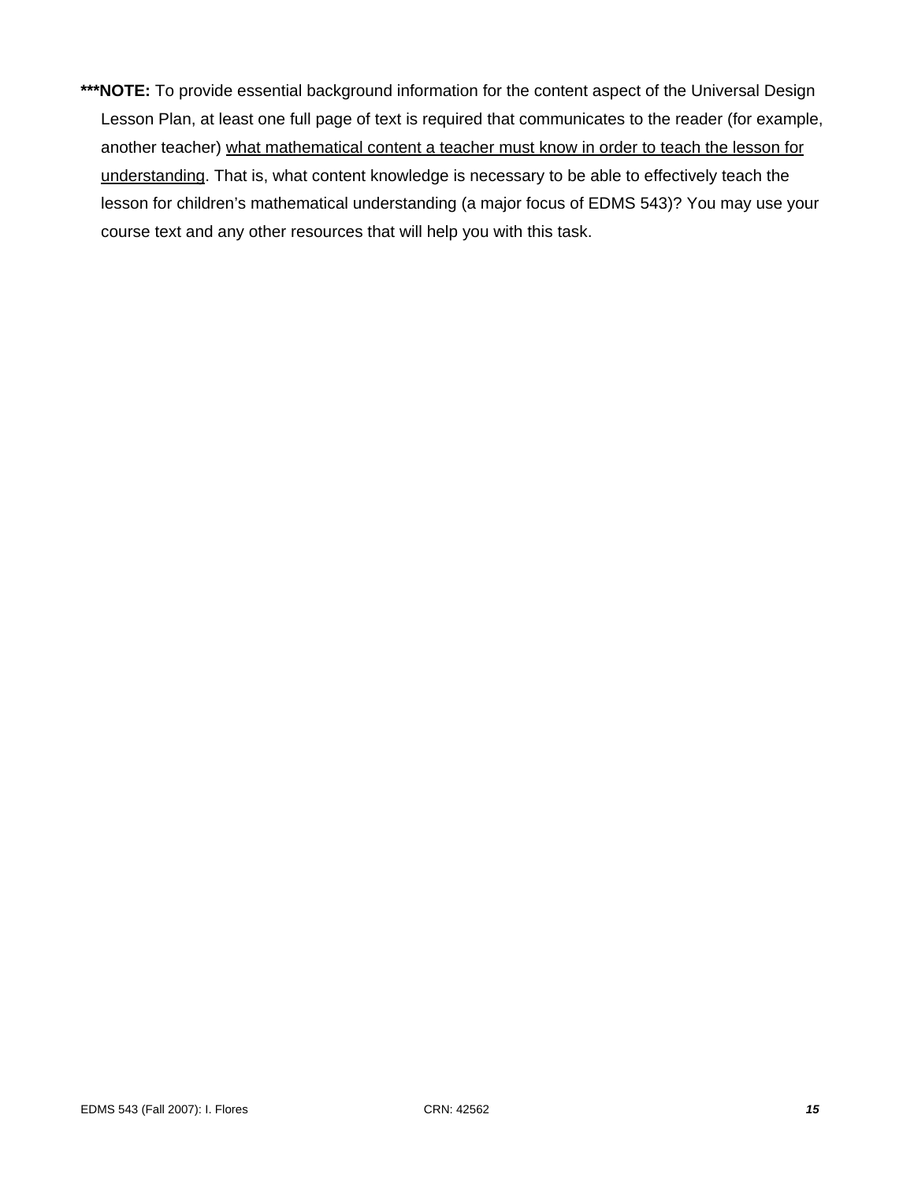**\*\*\*NOTE:** To provide essential background information for the content aspect of the Universal Design Lesson Plan, at least one full page of text is required that communicates to the reader (for example, another teacher) <u>what mathematical content a teacher must know in order to teach the lesson for understanding</u>. That is, what content knowledge is necessary to be able to effectively teach the lesson for children's mathematical understanding (a major focus of EDMS 543)? You may use your course text and any other resources that will help you with this task.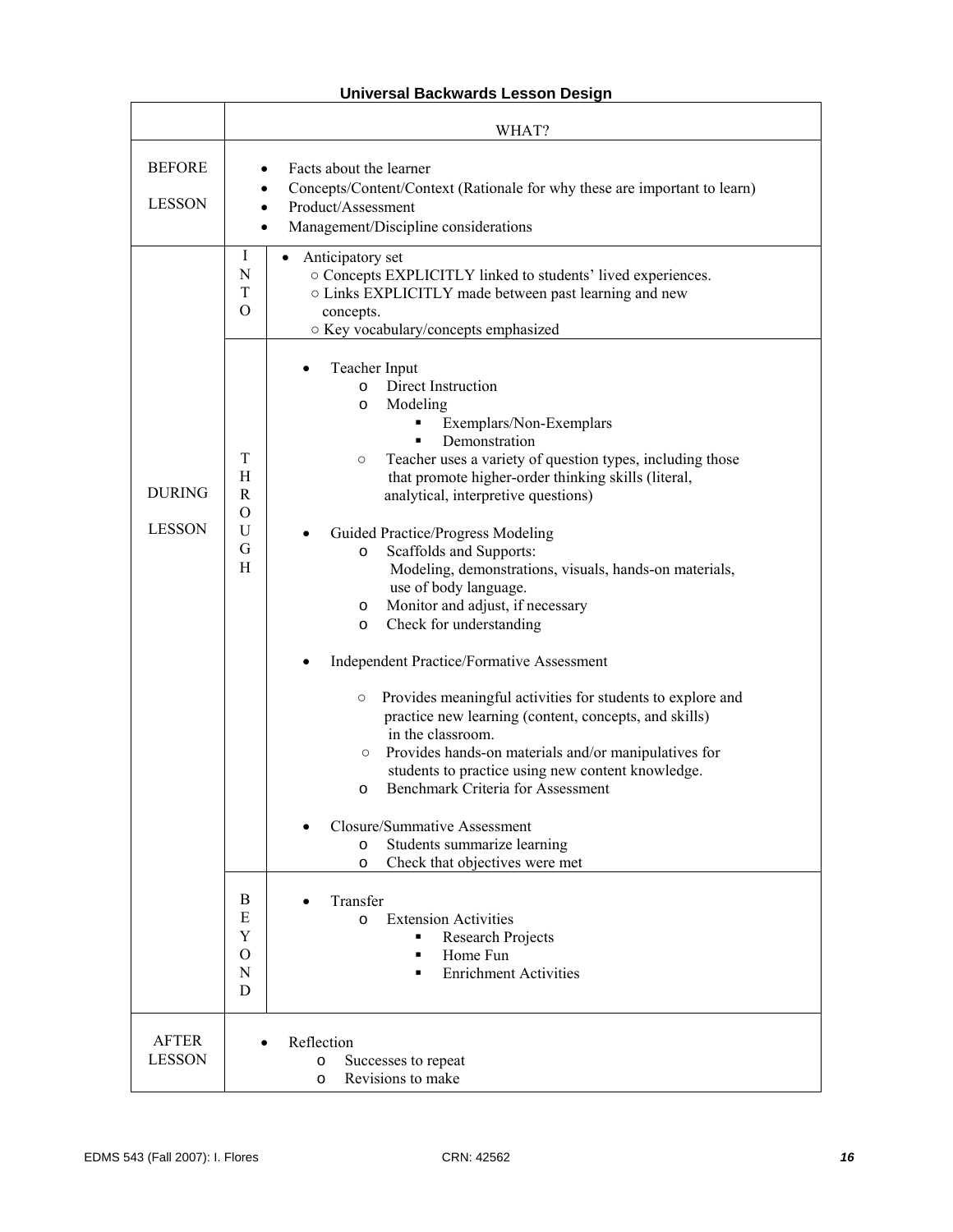**Universal Backwards Lesson Design**

| | | WHAT? |
|---|---|---|
| BEFORE LESSON | | • Facts about the learner<br>• Concepts/Content/Context (Rationale for why these are important to learn)<br>• Product/Assessment<br>• Management/Discipline considerations |
| DURING LESSON | INTO | • Anticipatory set<br>○ Concepts EXPLICITLY linked to students' lived experiences.<br>○ Links EXPLICITLY made between past learning and new concepts.<br>○ Key vocabulary/concepts emphasized |
| | THROUGH | • Teacher Input<br>o Direct Instruction<br>o Modeling<br>▪ Exemplars/Non-Exemplars<br>▪ Demonstration<br>○ Teacher uses a variety of question types, including those that promote higher-order thinking skills (literal, analytical, interpretive questions)<br><br>• Guided Practice/Progress Modeling<br>o Scaffolds and Supports: Modeling, demonstrations, visuals, hands-on materials, use of body language.<br>o Monitor and adjust, if necessary<br>o Check for understanding<br><br>• Independent Practice/Formative Assessment<br>○ Provides meaningful activities for students to explore and practice new learning (content, concepts, and skills) in the classroom.<br>○ Provides hands-on materials and/or manipulatives for students to practice using new content knowledge.<br>o Benchmark Criteria for Assessment<br><br>• Closure/Summative Assessment<br>o Students summarize learning<br>o Check that objectives were met |
| | BEYOND | • Transfer<br>o Extension Activities<br>▪ Research Projects<br>▪ Home Fun<br>▪ Enrichment Activities |
| AFTER LESSON | | • Reflection<br>o Successes to repeat<br>o Revisions to make |

EDMS 543 (Fall 2007): I. Flores CRN: 42562